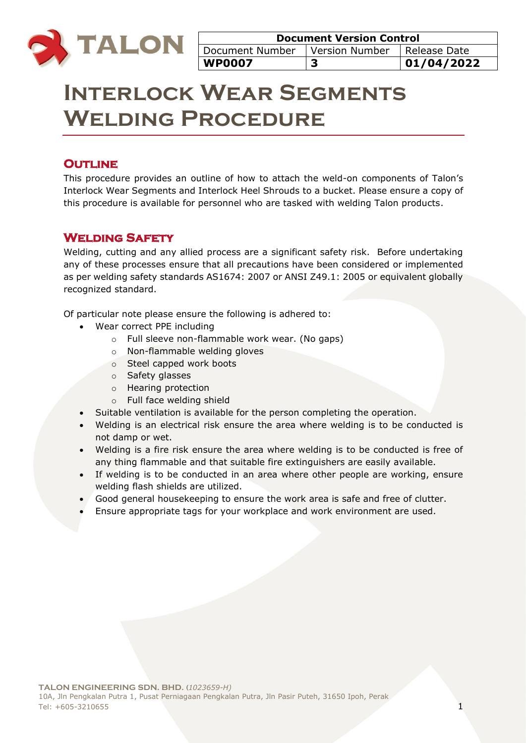| Document Version Control | | |
|---|---|---|
| Document Number | Version Number | Release Date |
| **WP0007** | **3** | **01/04/2022** |

# Interlock Wear Segments Welding Procedure

## Outline

This procedure provides an outline of how to attach the weld-on components of Talon's Interlock Wear Segments and Interlock Heel Shrouds to a bucket. Please ensure a copy of this procedure is available for personnel who are tasked with welding Talon products.

## Welding Safety

Welding, cutting and any allied process are a significant safety risk. Before undertaking any of these processes ensure that all precautions have been considered or implemented as per welding safety standards AS1674: 2007 or ANSI Z49.1: 2005 or equivalent globally recognized standard.

Of particular note please ensure the following is adhered to:

- Wear correct PPE including
    - Full sleeve non-flammable work wear. (No gaps)
    - Non-flammable welding gloves
    - Steel capped work boots
    - Safety glasses
    - Hearing protection
    - Full face welding shield
- Suitable ventilation is available for the person completing the operation.
- Welding is an electrical risk ensure the area where welding is to be conducted is not damp or wet.
- Welding is a fire risk ensure the area where welding is to be conducted is free of any thing flammable and that suitable fire extinguishers are easily available.
- If welding is to be conducted in an area where other people are working, ensure welding flash shields are utilized.
- Good general housekeeping to ensure the work area is safe and free of clutter.
- Ensure appropriate tags for your workplace and work environment are used.

**TALON ENGINEERING SDN. BHD.** (*1023659-H*)
10A, Jln Pengkalan Putra 1, Pusat Perniagaan Pengkalan Putra, Jln Pasir Puteh, 31650 Ipoh, Perak
Tel: +605-3210655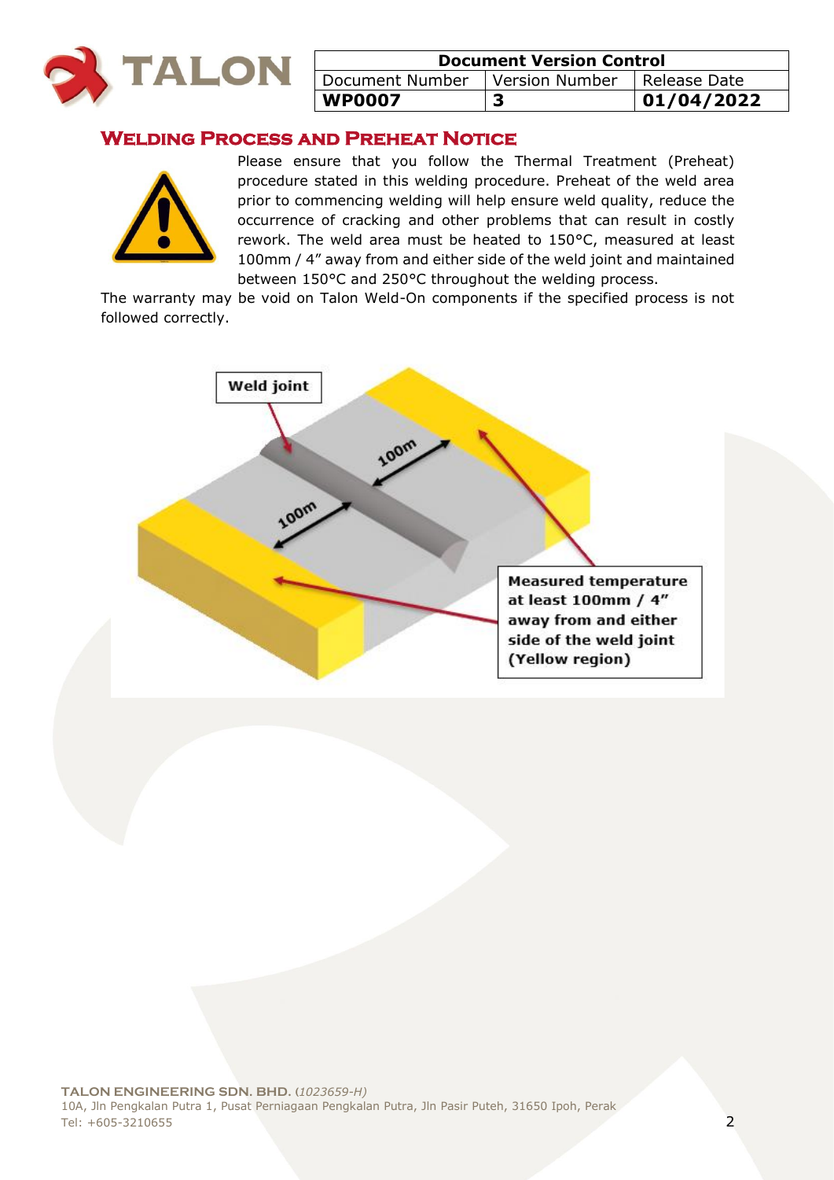| Document Version Control | | |
|---|---|---|
| Document Number | Version Number | Release Date |
| **WP0007** | **3** | **01/04/2022** |

## Welding Process and Preheat Notice

Please ensure that you follow the Thermal Treatment (Preheat) procedure stated in this welding procedure. Preheat of the weld area prior to commencing welding will help ensure weld quality, reduce the occurrence of cracking and other problems that can result in costly rework. The weld area must be heated to 150°C, measured at least 100mm / 4" away from and either side of the weld joint and maintained between 150°C and 250°C throughout the welding process.

The warranty may be void on Talon Weld-On components if the specified process is not followed correctly.

**Weld joint**

100m

100m

**Measured temperature at least 100mm / 4" away from and either side of the weld joint (Yellow region)**

**TALON ENGINEERING SDN. BHD.** (*1023659-H*)
10A, Jln Pengkalan Putra 1, Pusat Perniagaan Pengkalan Putra, Jln Pasir Puteh, 31650 Ipoh, Perak
Tel: +605-3210655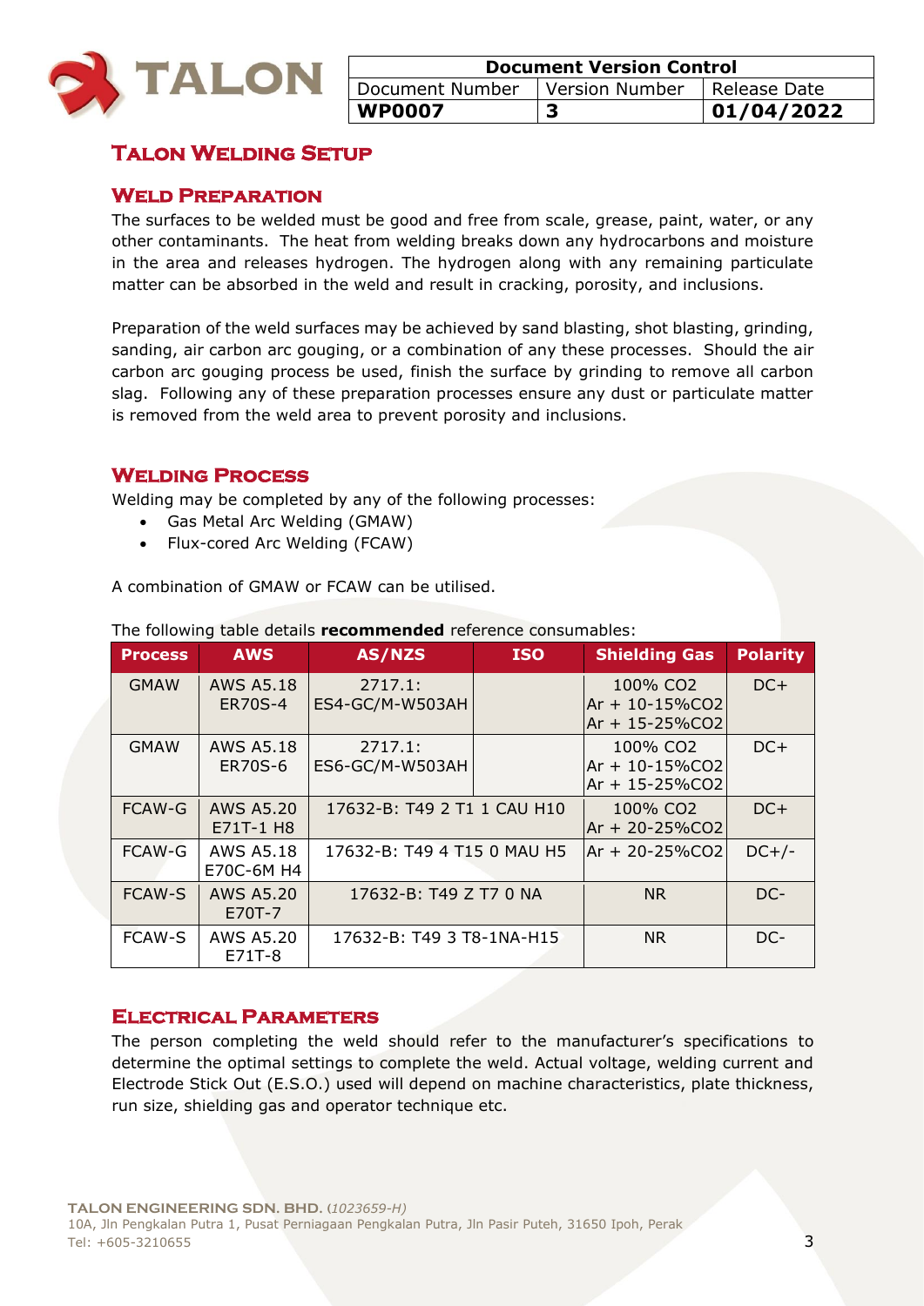# Talon Welding Setup

## Weld Preparation

The surfaces to be welded must be good and free from scale, grease, paint, water, or any other contaminants. The heat from welding breaks down any hydrocarbons and moisture in the area and releases hydrogen. The hydrogen along with any remaining particulate matter can be absorbed in the weld and result in cracking, porosity, and inclusions.

Preparation of the weld surfaces may be achieved by sand blasting, shot blasting, grinding, sanding, air carbon arc gouging, or a combination of any these processes. Should the air carbon arc gouging process be used, finish the surface by grinding to remove all carbon slag. Following any of these preparation processes ensure any dust or particulate matter is removed from the weld area to prevent porosity and inclusions.

## Welding Process

Welding may be completed by any of the following processes:

- Gas Metal Arc Welding (GMAW)
- Flux-cored Arc Welding (FCAW)

A combination of GMAW or FCAW can be utilised.

The following table details **recommended** reference consumables:

| Process | AWS | AS/NZS | ISO | Shielding Gas | Polarity |
|---|---|---|---|---|---|
| GMAW | AWS A5.18 ER70S-4 | 2717.1: ES4-GC/M-W503AH | | 100% $CO_2$<br>Ar + 10-15%$CO_2$<br>Ar + 15-25%$CO_2$ | DC+ |
| GMAW | AWS A5.18 ER70S-6 | 2717.1: ES6-GC/M-W503AH | | 100% $CO_2$<br>Ar + 10-15%$CO_2$<br>Ar + 15-25%$CO_2$ | DC+ |
| FCAW-G | AWS A5.20 E71T-1 H8 | 17632-B: T49 2 T1 1 CAU H10 | | 100% $CO_2$<br>Ar + 20-25%$CO_2$ | DC+ |
| FCAW-G | AWS A5.18 E70C-6M H4 | 17632-B: T49 4 T15 0 MAU H5 | | Ar + 20-25%$CO_2$ | DC+/- |
| FCAW-S | AWS A5.20 E70T-7 | 17632-B: T49 Z T7 0 NA | | NR | DC- |
| FCAW-S | AWS A5.20 E71T-8 | 17632-B: T49 3 T8-1NA-H15 | | NR | DC- |

## Electrical Parameters

The person completing the weld should refer to the manufacturer's specifications to determine the optimal settings to complete the weld. Actual voltage, welding current and Electrode Stick Out (E.S.O.) used will depend on machine characteristics, plate thickness, run size, shielding gas and operator technique etc.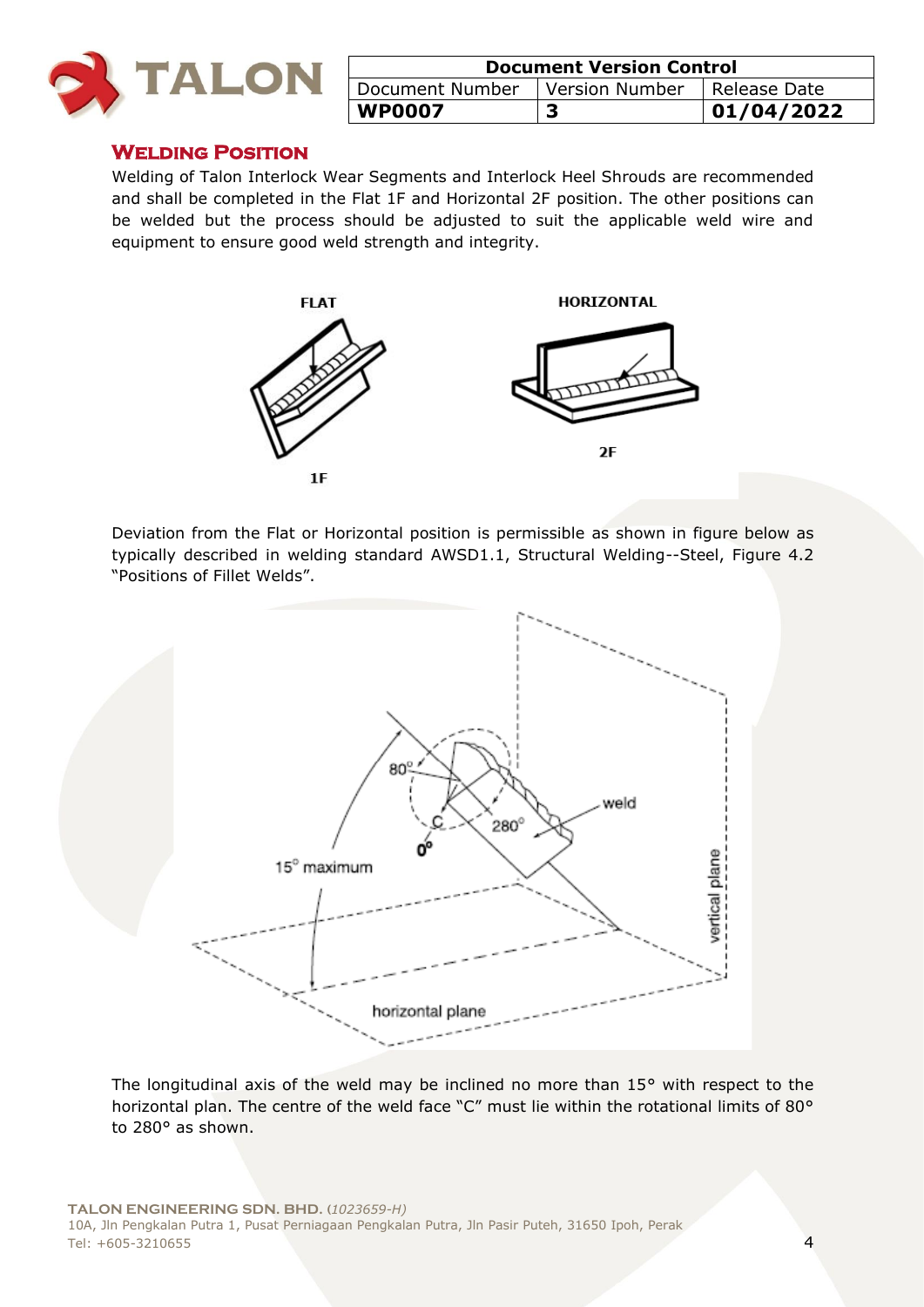## Welding Position

Welding of Talon Interlock Wear Segments and Interlock Heel Shrouds are recommended and shall be completed in the Flat 1F and Horizontal 2F position. The other positions can be welded but the process should be adjusted to suit the applicable weld wire and equipment to ensure good weld strength and integrity.

Deviation from the Flat or Horizontal position is permissible as shown in figure below as typically described in welding standard AWSD1.1, Structural Welding--Steel, Figure 4.2 "Positions of Fillet Welds".

The longitudinal axis of the weld may be inclined no more than 15° with respect to the horizontal plan. The centre of the weld face "C" must lie within the rotational limits of 80° to 280° as shown.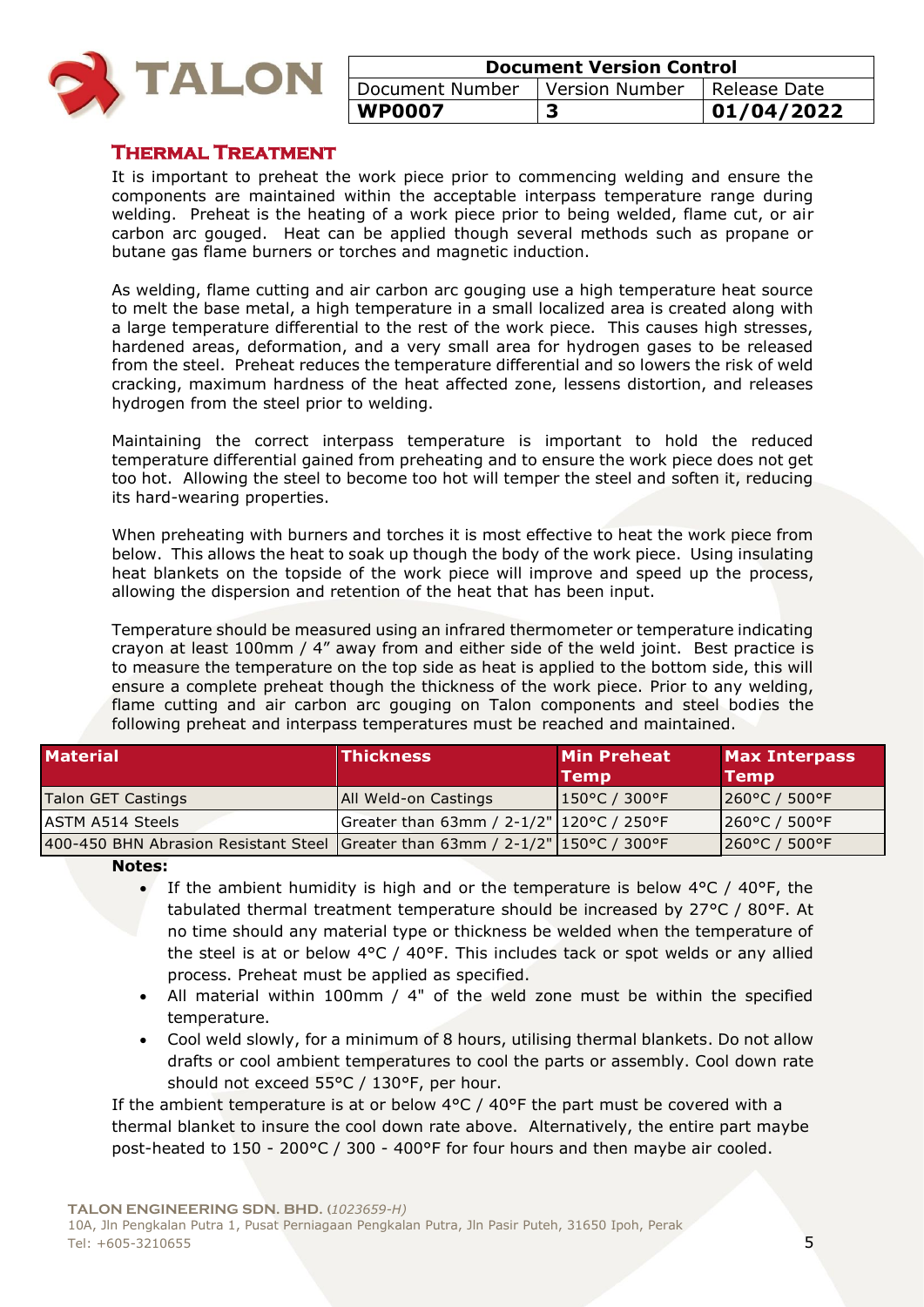## Thermal Treatment

It is important to preheat the work piece prior to commencing welding and ensure the components are maintained within the acceptable interpass temperature range during welding. Preheat is the heating of a work piece prior to being welded, flame cut, or air carbon arc gouged. Heat can be applied though several methods such as propane or butane gas flame burners or torches and magnetic induction.

As welding, flame cutting and air carbon arc gouging use a high temperature heat source to melt the base metal, a high temperature in a small localized area is created along with a large temperature differential to the rest of the work piece. This causes high stresses, hardened areas, deformation, and a very small area for hydrogen gases to be released from the steel. Preheat reduces the temperature differential and so lowers the risk of weld cracking, maximum hardness of the heat affected zone, lessens distortion, and releases hydrogen from the steel prior to welding.

Maintaining the correct interpass temperature is important to hold the reduced temperature differential gained from preheating and to ensure the work piece does not get too hot. Allowing the steel to become too hot will temper the steel and soften it, reducing its hard-wearing properties.

When preheating with burners and torches it is most effective to heat the work piece from below. This allows the heat to soak up though the body of the work piece. Using insulating heat blankets on the topside of the work piece will improve and speed up the process, allowing the dispersion and retention of the heat that has been input.

Temperature should be measured using an infrared thermometer or temperature indicating crayon at least 100mm / 4" away from and either side of the weld joint. Best practice is to measure the temperature on the top side as heat is applied to the bottom side, this will ensure a complete preheat though the thickness of the work piece. Prior to any welding, flame cutting and air carbon arc gouging on Talon components and steel bodies the following preheat and interpass temperatures must be reached and maintained.

| Material | Thickness | Min Preheat Temp | Max Interpass Temp |
|---|---|---|---|
| Talon GET Castings | All Weld-on Castings | 150°C / 300°F | 260°C / 500°F |
| ASTM A514 Steels | Greater than 63mm / 2-1/2" | 120°C / 250°F | 260°C / 500°F |
| 400-450 BHN Abrasion Resistant Steel | Greater than 63mm / 2-1/2" | 150°C / 300°F | 260°C / 500°F |

**Notes:**

- If the ambient humidity is high and or the temperature is below 4°C / 40°F, the tabulated thermal treatment temperature should be increased by 27°C / 80°F. At no time should any material type or thickness be welded when the temperature of the steel is at or below 4°C / 40°F. This includes tack or spot welds or any allied process. Preheat must be applied as specified.
- All material within 100mm / 4" of the weld zone must be within the specified temperature.
- Cool weld slowly, for a minimum of 8 hours, utilising thermal blankets. Do not allow drafts or cool ambient temperatures to cool the parts or assembly. Cool down rate should not exceed 55°C / 130°F, per hour.

If the ambient temperature is at or below 4°C / 40°F the part must be covered with a thermal blanket to insure the cool down rate above. Alternatively, the entire part maybe post-heated to 150 - 200°C / 300 - 400°F for four hours and then maybe air cooled.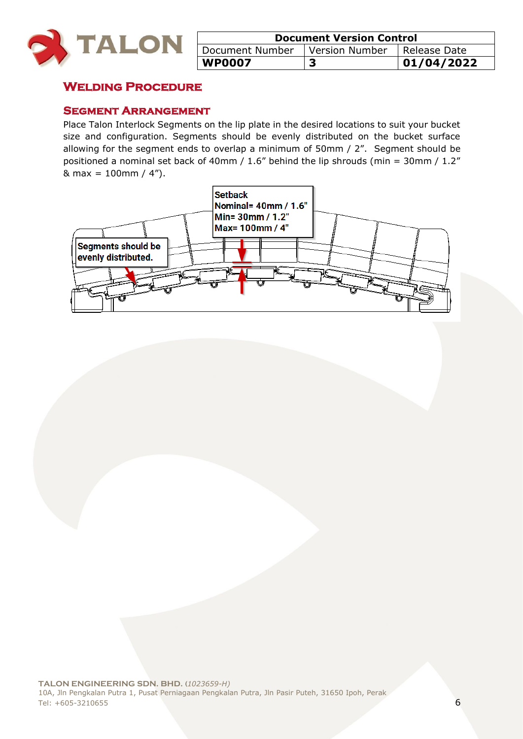## Welding Procedure

### Segment Arrangement

Place Talon Interlock Segments on the lip plate in the desired locations to suit your bucket size and configuration. Segments should be evenly distributed on the bucket surface allowing for the segment ends to overlap a minimum of 50mm / 2". Segment should be positioned a nominal set back of 40mm / 1.6" behind the lip shrouds (min = 30mm / 1.2" & max = 100mm / 4").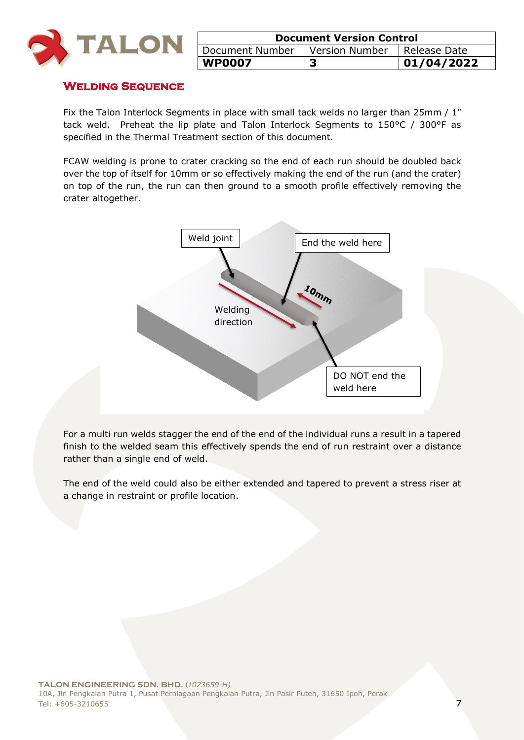## Welding Sequence

Fix the Talon Interlock Segments in place with small tack welds no larger than 25mm / 1" tack weld. Preheat the lip plate and Talon Interlock Segments to 150°C / 300°F as specified in the Thermal Treatment section of this document.

FCAW welding is prone to crater cracking so the end of each run should be doubled back over the top of itself for 10mm or so effectively making the end of the run (and the crater) on top of the run, the run can then ground to a smooth profile effectively removing the crater altogether.

For a multi run welds stagger the end of the end of the individual runs a result in a tapered finish to the welded seam this effectively spends the end of run restraint over a distance rather than a single end of weld.

The end of the weld could also be either extended and tapered to prevent a stress riser at a change in restraint or profile location.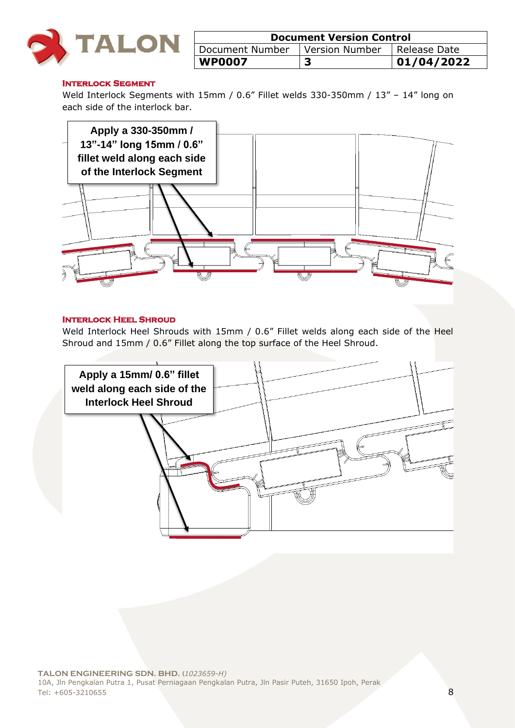#### Interlock Segment

Weld Interlock Segments with 15mm / 0.6" Fillet welds 330-350mm / 13" – 14" long on each side of the interlock bar.

**Apply a 330-350mm / 13"-14" long 15mm / 0.6" fillet weld along each side of the Interlock Segment**

#### Interlock Heel Shroud

Weld Interlock Heel Shrouds with 15mm / 0.6" Fillet welds along each side of the Heel Shroud and 15mm / 0.6" Fillet along the top surface of the Heel Shroud.

**Apply a 15mm/ 0.6" fillet weld along each side of the Interlock Heel Shroud**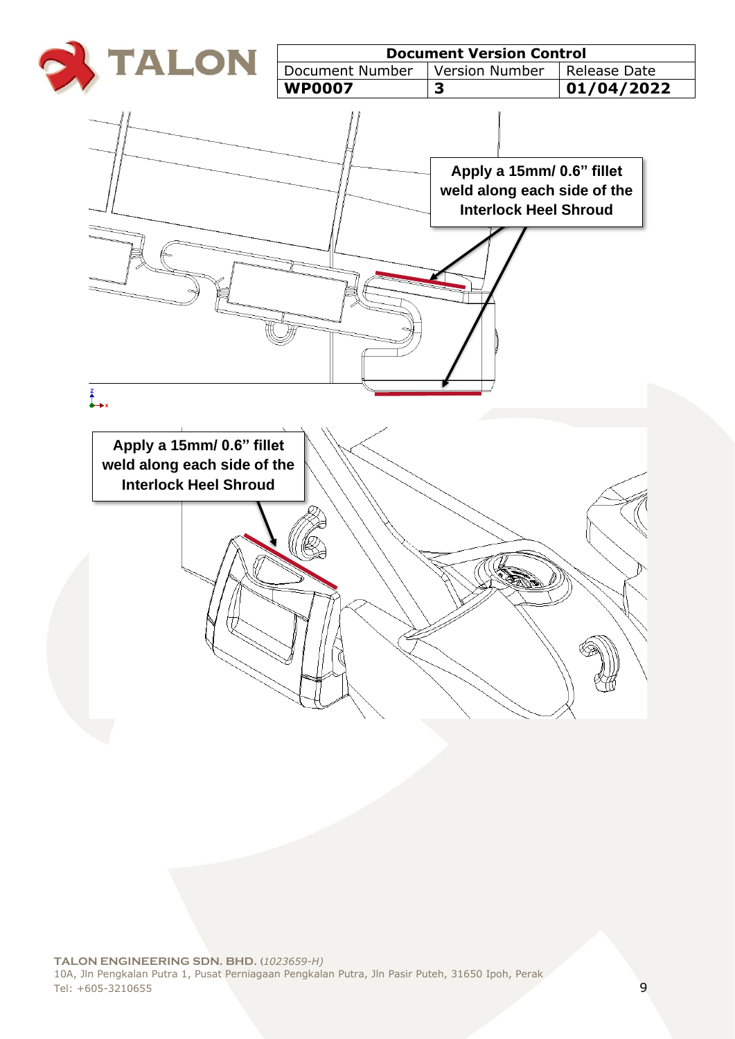| Document Version Control | | |
|---|---|---|
| Document Number | Version Number | Release Date |
| **WP0007** | **3** | **01/04/2022** |

**Apply a 15mm/ 0.6" fillet weld along each side of the Interlock Heel Shroud**

**Apply a 15mm/ 0.6" fillet weld along each side of the Interlock Heel Shroud**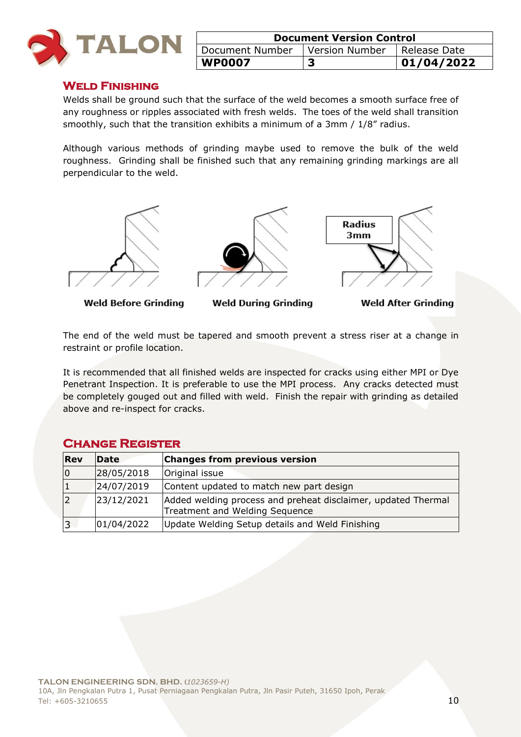## Weld Finishing

Welds shall be ground such that the surface of the weld becomes a smooth surface free of any roughness or ripples associated with fresh welds. The toes of the weld shall transition smoothly, such that the transition exhibits a minimum of a 3mm / 1/8" radius.

Although various methods of grinding maybe used to remove the bulk of the weld roughness. Grinding shall be finished such that any remaining grinding markings are all perpendicular to the weld.

Radius 3mm

**Weld Before Grinding** **Weld During Grinding** **Weld After Grinding**

The end of the weld must be tapered and smooth prevent a stress riser at a change in restraint or profile location.

It is recommended that all finished welds are inspected for cracks using either MPI or Dye Penetrant Inspection. It is preferable to use the MPI process. Any cracks detected must be completely gouged out and filled with weld. Finish the repair with grinding as detailed above and re-inspect for cracks.

## Change Register

| Rev | Date | Changes from previous version |
| --- | --- | --- |
| 0 | 28/05/2018 | Original issue |
| 1 | 24/07/2019 | Content updated to match new part design |
| 2 | 23/12/2021 | Added welding process and preheat disclaimer, updated Thermal Treatment and Welding Sequence |
| 3 | 01/04/2022 | Update Welding Setup details and Weld Finishing |